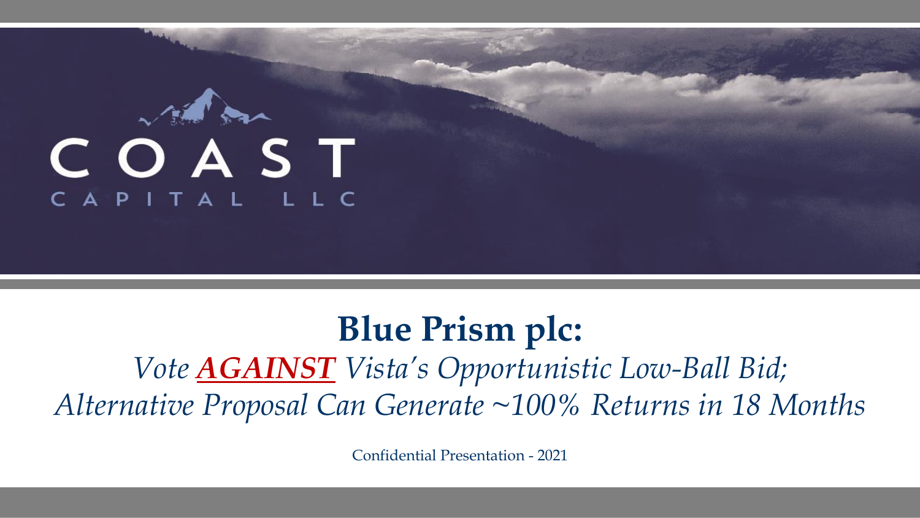COAST

CAPITAL LLC

# Blue Prism plc:

*Vote **AGAINST** Vista's Opportunistic Low-Ball Bid;*
*Alternative Proposal Can Generate ~100% Returns in 18 Months*

Confidential Presentation - 2021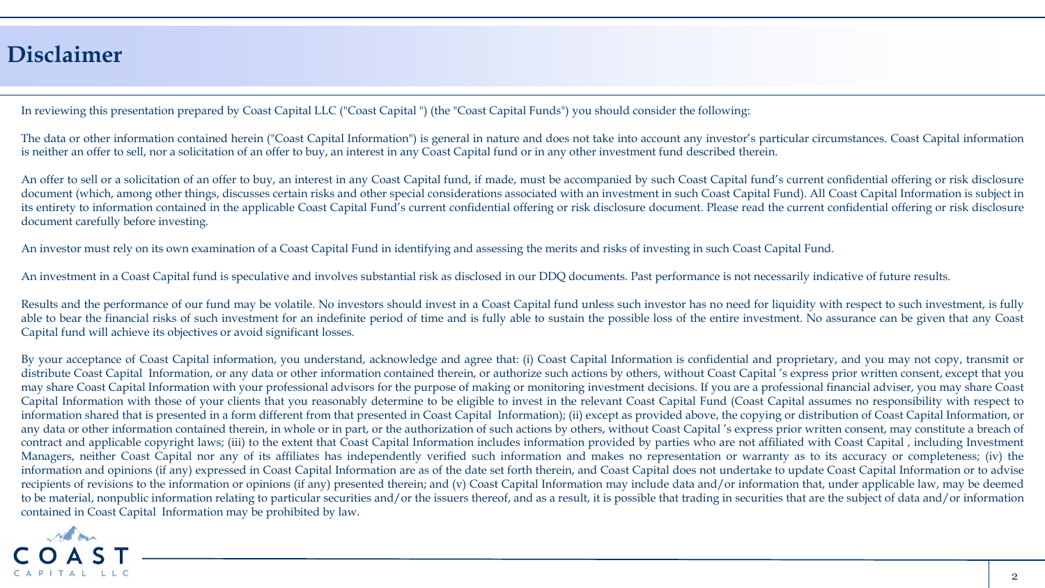# Disclaimer

In reviewing this presentation prepared by Coast Capital LLC ("Coast Capital ") (the "Coast Capital Funds") you should consider the following:

The data or other information contained herein ("Coast Capital Information") is general in nature and does not take into account any investor's particular circumstances. Coast Capital information is neither an offer to sell, nor a solicitation of an offer to buy, an interest in any Coast Capital fund or in any other investment fund described therein.

An offer to sell or a solicitation of an offer to buy, an interest in any Coast Capital fund, if made, must be accompanied by such Coast Capital fund's current confidential offering or risk disclosure document (which, among other things, discusses certain risks and other special considerations associated with an investment in such Coast Capital Fund). All Coast Capital Information is subject in its entirety to information contained in the applicable Coast Capital Fund's current confidential offering or risk disclosure document. Please read the current confidential offering or risk disclosure document carefully before investing.

An investor must rely on its own examination of a Coast Capital Fund in identifying and assessing the merits and risks of investing in such Coast Capital Fund.

An investment in a Coast Capital fund is speculative and involves substantial risk as disclosed in our DDQ documents. Past performance is not necessarily indicative of future results.

Results and the performance of our fund may be volatile. No investors should invest in a Coast Capital fund unless such investor has no need for liquidity with respect to such investment, is fully able to bear the financial risks of such investment for an indefinite period of time and is fully able to sustain the possible loss of the entire investment. No assurance can be given that any Coast Capital fund will achieve its objectives or avoid significant losses.

By your acceptance of Coast Capital information, you understand, acknowledge and agree that: (i) Coast Capital Information is confidential and proprietary, and you may not copy, transmit or distribute Coast Capital Information, or any data or other information contained therein, or authorize such actions by others, without Coast Capital 's express prior written consent, except that you may share Coast Capital Information with your professional advisors for the purpose of making or monitoring investment decisions. If you are a professional financial adviser, you may share Coast Capital Information with those of your clients that you reasonably determine to be eligible to invest in the relevant Coast Capital Fund (Coast Capital assumes no responsibility with respect to information shared that is presented in a form different from that presented in Coast Capital Information); (ii) except as provided above, the copying or distribution of Coast Capital Information, or any data or other information contained therein, in whole or in part, or the authorization of such actions by others, without Coast Capital 's express prior written consent, may constitute a breach of contract and applicable copyright laws; (iii) to the extent that Coast Capital Information includes information provided by parties who are not affiliated with Coast Capital , including Investment Managers, neither Coast Capital nor any of its affiliates has independently verified such information and makes no representation or warranty as to its accuracy or completeness; (iv) the information and opinions (if any) expressed in Coast Capital Information are as of the date set forth therein, and Coast Capital does not undertake to update Coast Capital Information or to advise recipients of revisions to the information or opinions (if any) presented therein; and (v) Coast Capital Information may include data and/or information that, under applicable law, may be deemed to be material, nonpublic information relating to particular securities and/or the issuers thereof, and as a result, it is possible that trading in securities that are the subject of data and/or information contained in Coast Capital Information may be prohibited by law.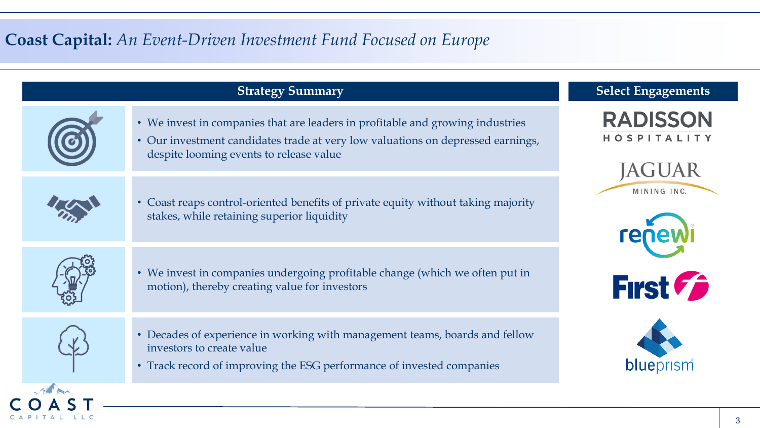# **Coast Capital:** *An Event-Driven Investment Fund Focused on Europe*

## Strategy Summary

- We invest in companies that are leaders in profitable and growing industries
- Our investment candidates trade at very low valuations on depressed earnings, despite looming events to release value

- Coast reaps control-oriented benefits of private equity without taking majority stakes, while retaining superior liquidity

- We invest in companies undergoing profitable change (which we often put in motion), thereby creating value for investors

- Decades of experience in working with management teams, boards and fellow investors to create value
- Track record of improving the ESG performance of invested companies

## Select Engagements

- RADISSON HOSPITALITY
- JAGUAR MINING INC.
- renewi
- First
- blueprism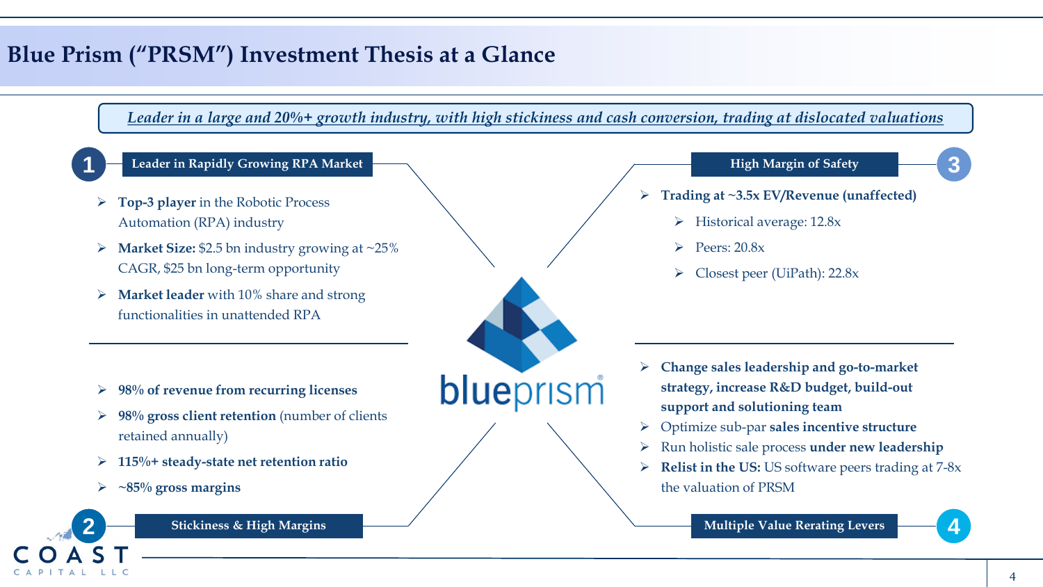# Blue Prism ("PRSM") Investment Thesis at a Glance

*Leader in a large and 20%+ growth industry, with high stickiness and cash conversion, trading at dislocated valuations*

## 1 Leader in Rapidly Growing RPA Market

- **Top-3 player** in the Robotic Process Automation (RPA) industry
- **Market Size:** $2.5 bn industry growing at ~25% CAGR, $25 bn long-term opportunity
- **Market leader** with 10% share and strong functionalities in unattended RPA

## 2 Stickiness & High Margins

- **98% of revenue from recurring licenses**
- **98% gross client retention** (number of clients retained annually)
- **115%+ steady-state net retention ratio**
- **~85% gross margins**

## 3 High Margin of Safety

- **Trading at ~3.5x EV/Revenue (unaffected)**
  - Historical average: 12.8x
  - Peers: 20.8x
  - Closest peer (UiPath): 22.8x

## 4 Multiple Value Rerating Levers

- **Change sales leadership and go-to-market strategy, increase R&D budget, build-out support and solutioning team**
- Optimize sub-par **sales incentive structure**
- Run holistic sale process **under new leadership**
- **Relist in the US:** US software peers trading at 7-8x the valuation of PRSM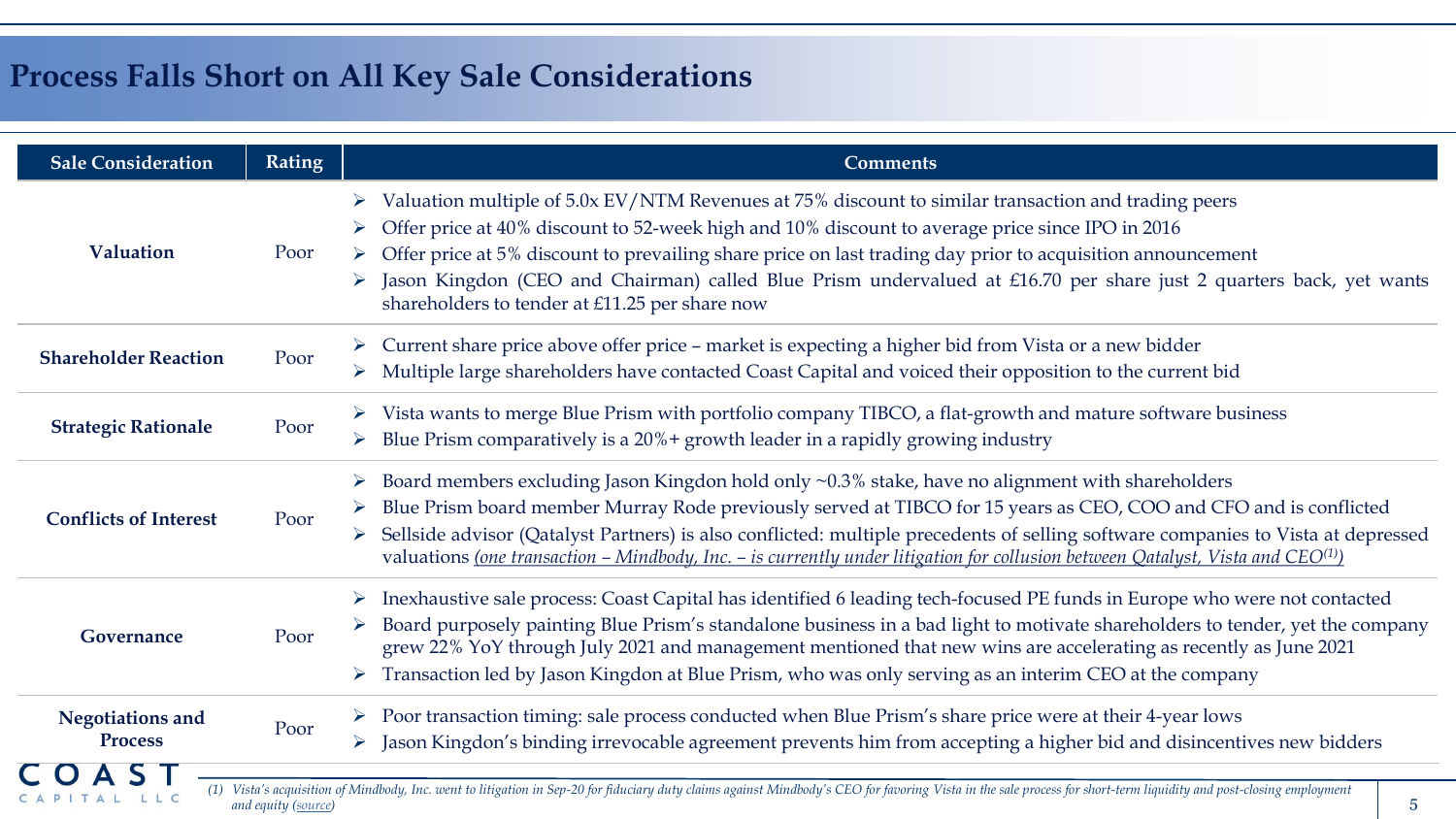# Process Falls Short on All Key Sale Considerations

| Sale Consideration | Rating | Comments |
| --- | --- | --- |
| **Valuation** | Poor | ➢ Valuation multiple of 5.0x EV/NTM Revenues at 75% discount to similar transaction and trading peers<br>➢ Offer price at 40% discount to 52-week high and 10% discount to average price since IPO in 2016<br>➢ Offer price at 5% discount to prevailing share price on last trading day prior to acquisition announcement<br>➢ Jason Kingdon (CEO and Chairman) called Blue Prism undervalued at £16.70 per share just 2 quarters back, yet wants shareholders to tender at £11.25 per share now |
| **Shareholder Reaction** | Poor | ➢ Current share price above offer price – market is expecting a higher bid from Vista or a new bidder<br>➢ Multiple large shareholders have contacted Coast Capital and voiced their opposition to the current bid |
| **Strategic Rationale** | Poor | ➢ Vista wants to merge Blue Prism with portfolio company TIBCO, a flat-growth and mature software business<br>➢ Blue Prism comparatively is a 20%+ growth leader in a rapidly growing industry |
| **Conflicts of Interest** | Poor | ➢ Board members excluding Jason Kingdon hold only ~0.3% stake, have no alignment with shareholders<br>➢ Blue Prism board member Murray Rode previously served at TIBCO for 15 years as CEO, COO and CFO and is conflicted<br>➢ Sellside advisor (Qatalyst Partners) is also conflicted: multiple precedents of selling software companies to Vista at depressed valuations *(one transaction – Mindbody, Inc. – is currently under litigation for collusion between Qatalyst, Vista and CEO[1])* |
| **Governance** | Poor | ➢ Inexhaustive sale process: Coast Capital has identified 6 leading tech-focused PE funds in Europe who were not contacted<br>➢ Board purposely painting Blue Prism's standalone business in a bad light to motivate shareholders to tender, yet the company grew 22% YoY through July 2021 and management mentioned that new wins are accelerating as recently as June 2021<br>➢ Transaction led by Jason Kingdon at Blue Prism, who was only serving as an interim CEO at the company |
| **Negotiations and Process** | Poor | ➢ Poor transaction timing: sale process conducted when Blue Prism's share price were at their 4-year lows<br>➢ Jason Kingdon's binding irrevocable agreement prevents him from accepting a higher bid and disincentives new bidders |

*(1) Vista's acquisition of Mindbody, Inc. went to litigation in Sep-20 for fiduciary duty claims against Mindbody's CEO for favoring Vista in the sale process for short-term liquidity and post-closing employment and equity (source)*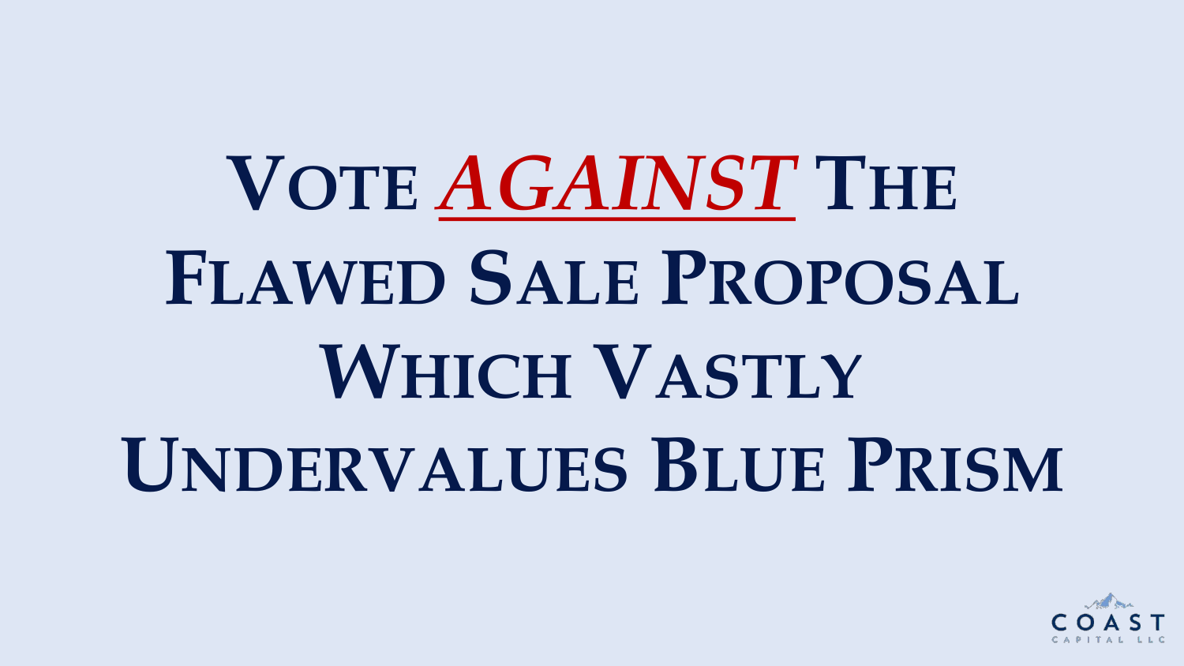# Vote ***AGAINST*** The Flawed Sale Proposal Which Vastly Undervalues Blue Prism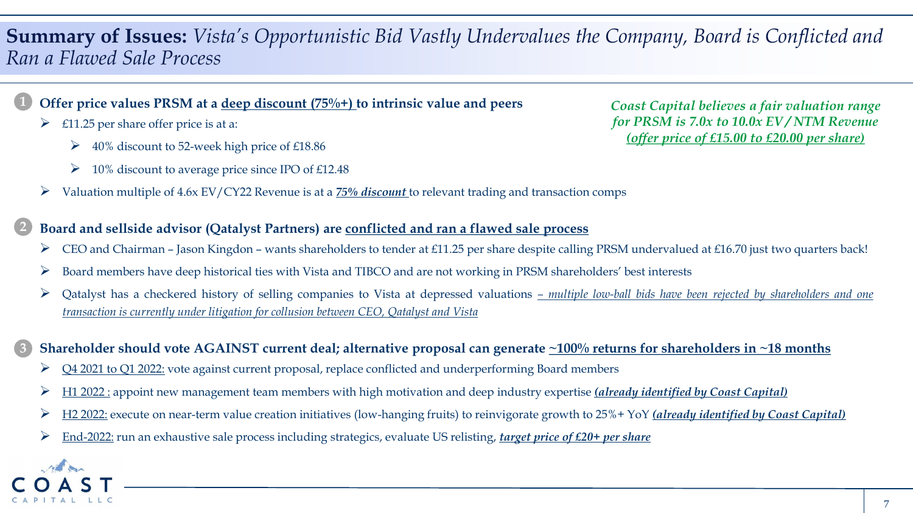# **Summary of Issues:** *Vista's Opportunistic Bid Vastly Undervalues the Company, Board is Conflicted and Ran a Flawed Sale Process*

*Coast Capital believes a fair valuation range for PRSM is 7.0x to 10.0x EV / NTM Revenue (offer price of £15.00 to £20.00 per share)*

### 1 Offer price values PRSM at a deep discount (75%+) to intrinsic value and peers

- £11.25 per share offer price is at a:
  - 40% discount to 52-week high price of £18.86
  - 10% discount to average price since IPO of £12.48
- Valuation multiple of 4.6x EV/CY22 Revenue is at a ***75% discount*** to relevant trading and transaction comps

### 2 Board and sellside advisor (Qatalyst Partners) are conflicted and ran a flawed sale process

- CEO and Chairman – Jason Kingdon – wants shareholders to tender at £11.25 per share despite calling PRSM undervalued at £16.70 just two quarters back!
- Board members have deep historical ties with Vista and TIBCO and are not working in PRSM shareholders' best interests
- Qatalyst has a checkered history of selling companies to Vista at depressed valuations *– multiple low-ball bids have been rejected by shareholders and one transaction is currently under litigation for collusion between CEO, Qatalyst and Vista*

### 3 Shareholder should vote AGAINST current deal; alternative proposal can generate ~100% returns for shareholders in ~18 months

- Q4 2021 to Q1 2022: vote against current proposal, replace conflicted and underperforming Board members
- H1 2022 : appoint new management team members with high motivation and deep industry expertise ***(already identified by Coast Capital)***
- H2 2022: execute on near-term value creation initiatives (low-hanging fruits) to reinvigorate growth to 25%+ YoY ***(already identified by Coast Capital)***
- End-2022: run an exhaustive sale process including strategics, evaluate US relisting, ***target price of £20+ per share***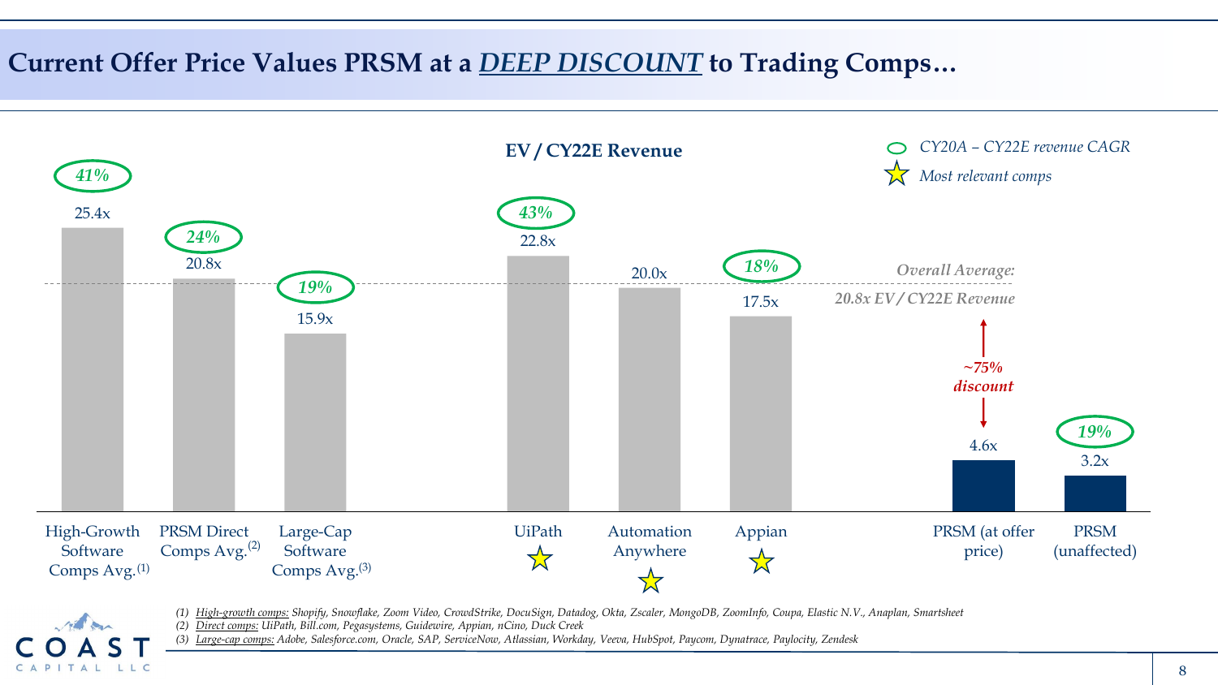# Current Offer Price Values PRSM at a *DEEP DISCOUNT* to Trading Comps…

**EV / CY22E Revenue**

*CY20A – CY22E revenue CAGR*

*Most relevant comps* (★)

| | EV / CY22E Revenue | CY20A – CY22E revenue CAGR |
|---|---|---|
| High-Growth Software Comps Avg.[1] | 25.4x | 41% |
| PRSM Direct Comps Avg.[2] | 20.8x | 24% |
| Large-Cap Software Comps Avg.[3] | 15.9x | 19% |
| UiPath ★ | 22.8x | 43% |
| Automation Anywhere ★ | 20.0x | |
| Appian ★ | 17.5x | 18% |
| PRSM (at offer price) | 4.6x | |
| PRSM (unaffected) | 3.2x | 19% |

*Overall Average: 20.8x EV / CY22E Revenue*

*~75% discount*

(1) High-growth comps: Shopify, Snowflake, Zoom Video, CrowdStrike, DocuSign, Datadog, Okta, Zscaler, MongoDB, ZoomInfo, Coupa, Elastic N.V., Anaplan, Smartsheet

(2) Direct comps: UiPath, Bill.com, Pegasystems, Guidewire, Appian, nCino, Duck Creek

(3) Large-cap comps: Adobe, Salesforce.com, Oracle, SAP, ServiceNow, Atlassian, Workday, Veeva, HubSpot, Paycom, Dynatrace, Paylocity, Zendesk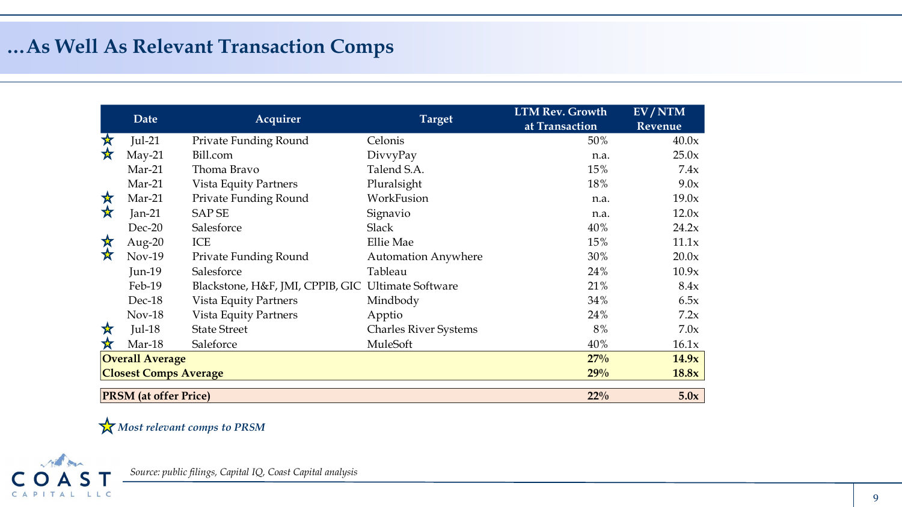# …As Well As Relevant Transaction Comps

| | Date | Acquirer | Target | LTM Rev. Growth at Transaction | EV / NTM Revenue |
|---|---|---|---|---|---|
| ☆ | Jul-21 | Private Funding Round | Celonis | 50% | 40.0x |
| ☆ | May-21 | Bill.com | DivvyPay | n.a. | 25.0x |
| | Mar-21 | Thoma Bravo | Talend S.A. | 15% | 7.4x |
| | Mar-21 | Vista Equity Partners | Pluralsight | 18% | 9.0x |
| ☆ | Mar-21 | Private Funding Round | WorkFusion | n.a. | 19.0x |
| ☆ | Jan-21 | SAP SE | Signavio | n.a. | 12.0x |
| | Dec-20 | Salesforce | Slack | 40% | 24.2x |
| ☆ | Aug-20 | ICE | Ellie Mae | 15% | 11.1x |
| ☆ | Nov-19 | Private Funding Round | Automation Anywhere | 30% | 20.0x |
| | Jun-19 | Salesforce | Tableau | 24% | 10.9x |
| | Feb-19 | Blackstone, H&F, JMI, CPPIB, GIC | Ultimate Software | 21% | 8.4x |
| | Dec-18 | Vista Equity Partners | Mindbody | 34% | 6.5x |
| | Nov-18 | Vista Equity Partners | Apptio | 24% | 7.2x |
| ☆ | Jul-18 | State Street | Charles River Systems | 8% | 7.0x |
| ☆ | Mar-18 | Saleforce | MuleSoft | 40% | 16.1x |
| **Overall Average** | | | | **27%** | **14.9x** |
| **Closest Comps Average** | | | | **29%** | **18.8x** |
| **PRSM (at offer Price)** | | | | **22%** | **5.0x** |

☆ *Most relevant comps to PRSM*

*Source: public filings, Capital IQ, Coast Capital analysis*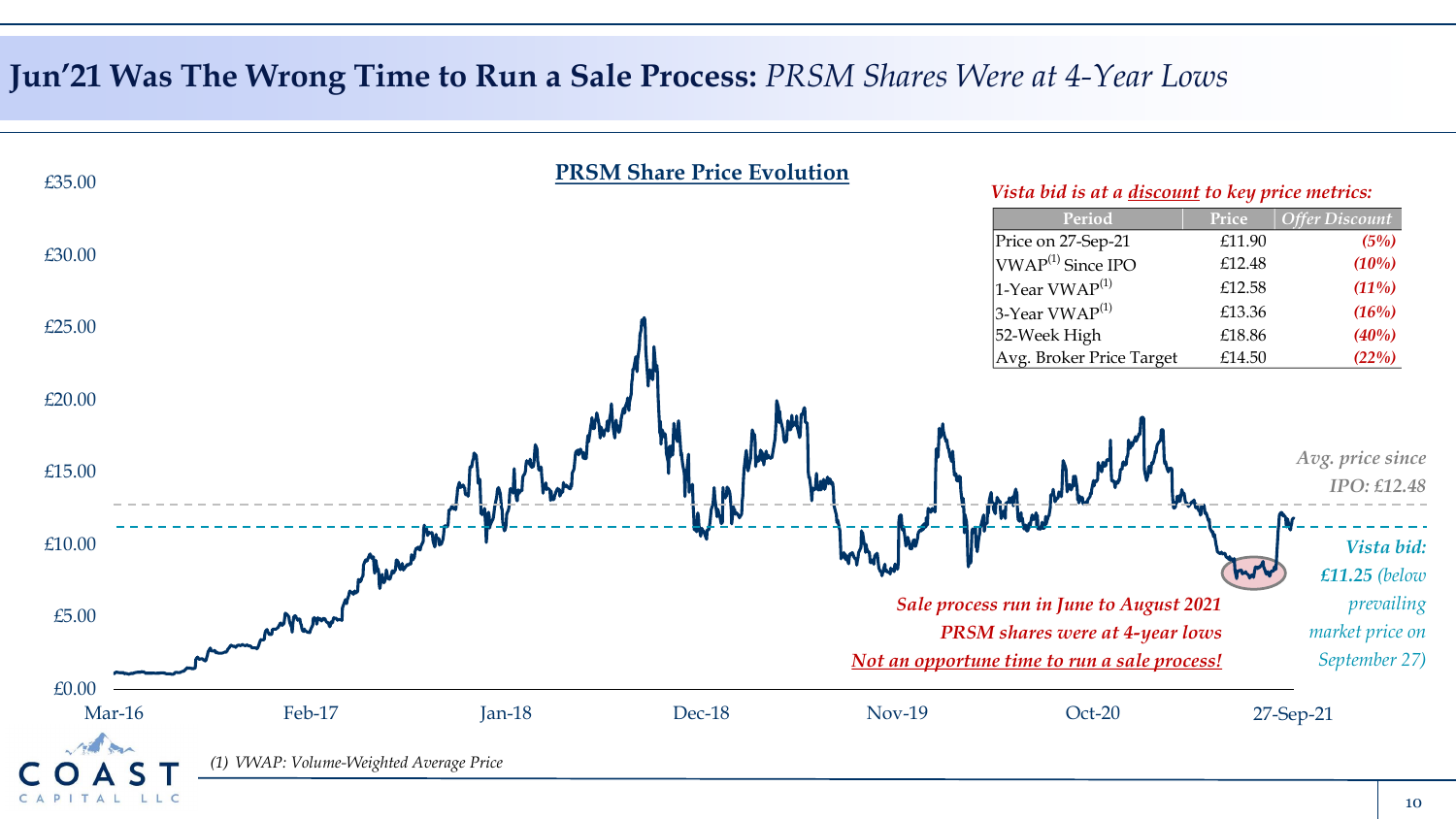# **Jun'21 Was The Wrong Time to Run a Sale Process:** *PRSM Shares Were at 4-Year Lows*

## PRSM Share Price Evolution

*Vista bid is at a discount to key price metrics:*

| Period | Price | Offer Discount |
|---|---|---|
| Price on 27-Sep-21 | £11.90 | (5%) |
| VWAP[1] Since IPO | £12.48 | (10%) |
| 1-Year VWAP[1] | £12.58 | (11%) |
| 3-Year VWAP[1] | £13.36 | (16%) |
| 52-Week High | £18.86 | (40%) |
| Avg. Broker Price Target | £14.50 | (22%) |

*Avg. price since IPO: £12.48*

***Vista bid: £11.25*** *(below prevailing market price on September 27)*

*Sale process run in June to August 2021*

*PRSM shares were at 4-year lows*

*Not an opportune time to run a sale process!*

Y-axis: £0.00, £5.00, £10.00, £15.00, £20.00, £25.00, £30.00, £35.00

X-axis: Mar-16, Feb-17, Jan-18, Dec-18, Nov-19, Oct-20, 27-Sep-21

(1) VWAP: Volume-Weighted Average Price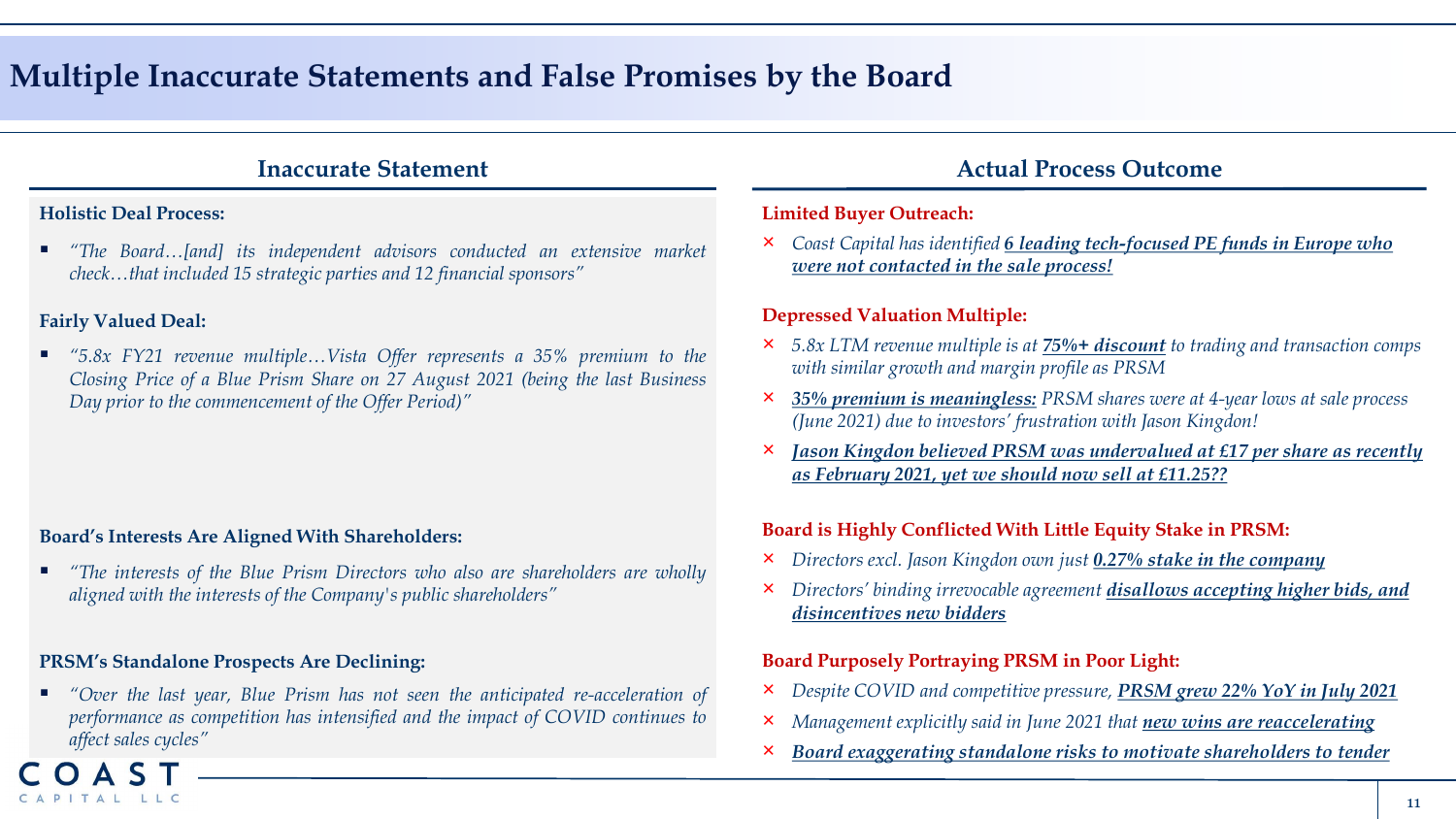# Multiple Inaccurate Statements and False Promises by the Board

| Inaccurate Statement | Actual Process Outcome |
|---|---|
| **Holistic Deal Process:** | **Limited Buyer Outreach:** |
| ▪ *"The Board…[and] its independent advisors conducted an extensive market check…that included 15 strategic parties and 12 financial sponsors"* | × *Coast Capital has identified **6 leading tech-focused PE funds in Europe who were not contacted in the sale process!*** |
| **Fairly Valued Deal:** | **Depressed Valuation Multiple:** |
| ▪ *"5.8x FY21 revenue multiple…Vista Offer represents a 35% premium to the Closing Price of a Blue Prism Share on 27 August 2021 (being the last Business Day prior to the commencement of the Offer Period)"* | × *5.8x LTM revenue multiple is at **75%+ discount** to trading and transaction comps with similar growth and margin profile as PRSM*<br>× ***35% premium is meaningless:** PRSM shares were at 4-year lows at sale process (June 2021) due to investors' frustration with Jason Kingdon!*<br>× ***Jason Kingdon believed PRSM was undervalued at £17 per share as recently as February 2021, yet we should now sell at £11.25??*** |
| **Board's Interests Are Aligned With Shareholders:** | **Board is Highly Conflicted With Little Equity Stake in PRSM:** |
| ▪ *"The interests of the Blue Prism Directors who also are shareholders are wholly aligned with the interests of the Company's public shareholders"* | × *Directors excl. Jason Kingdon own just **0.27% stake in the company***<br>× *Directors' binding irrevocable agreement **disallows accepting higher bids, and disincentives new bidders*** |
| **PRSM's Standalone Prospects Are Declining:** | **Board Purposely Portraying PRSM in Poor Light:** |
| ▪ *"Over the last year, Blue Prism has not seen the anticipated re-acceleration of performance as competition has intensified and the impact of COVID continues to affect sales cycles"* | × *Despite COVID and competitive pressure, **PRSM grew 22% YoY in July 2021***<br>× *Management explicitly said in June 2021 that **new wins are reaccelerating***<br>× ***Board exaggerating standalone risks to motivate shareholders to tender*** |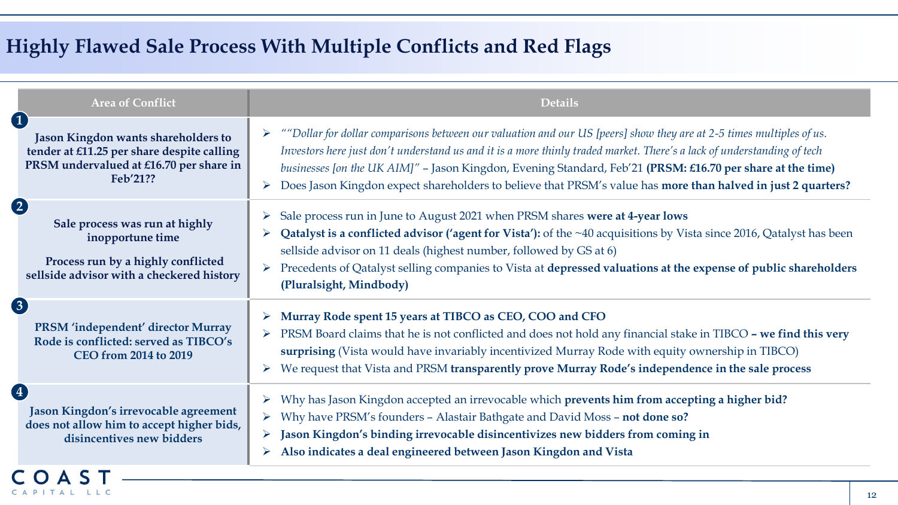# Highly Flawed Sale Process With Multiple Conflicts and Red Flags

| Area of Conflict | Details |
| --- | --- |
| **1** **Jason Kingdon wants shareholders to tender at £11.25 per share despite calling PRSM undervalued at £16.70 per share in Feb'21??** | ➢ *""Dollar for dollar comparisons between our valuation and our US [peers] show they are at 2-5 times multiples of us. Investors here just don't understand us and it is a more thinly traded market. There's a lack of understanding of tech businesses [on the UK AIM]"* – Jason Kingdon, Evening Standard, Feb'21 **(PRSM: £16.70 per share at the time)**<br>➢ Does Jason Kingdon expect shareholders to believe that PRSM's value has **more than halved in just 2 quarters?** |
| **2** **Sale process was run at highly inopportune time**<br><br>**Process run by a highly conflicted sellside advisor with a checkered history** | ➢ Sale process run in June to August 2021 when PRSM shares **were at 4-year lows**<br>➢ **Qatalyst is a conflicted advisor ('agent for Vista'):** of the ~40 acquisitions by Vista since 2016, Qatalyst has been sellside advisor on 11 deals (highest number, followed by GS at 6)<br>➢ Precedents of Qatalyst selling companies to Vista at **depressed valuations at the expense of public shareholders (Pluralsight, Mindbody)** |
| **3** **PRSM 'independent' director Murray Rode is conflicted: served as TIBCO's CEO from 2014 to 2019** | ➢ **Murray Rode spent 15 years at TIBCO as CEO, COO and CFO**<br>➢ PRSM Board claims that he is not conflicted and does not hold any financial stake in TIBCO **– we find this very surprising** (Vista would have invariably incentivized Murray Rode with equity ownership in TIBCO)<br>➢ We request that Vista and PRSM **transparently prove Murray Rode's independence in the sale process** |
| **4** **Jason Kingdon's irrevocable agreement does not allow him to accept higher bids, disincentives new bidders** | ➢ Why has Jason Kingdon accepted an irrevocable which **prevents him from accepting a higher bid?**<br>➢ Why have PRSM's founders – Alastair Bathgate and David Moss – **not done so?**<br>➢ **Jason Kingdon's binding irrevocable disincentivizes new bidders from coming in**<br>➢ **Also indicates a deal engineered between Jason Kingdon and Vista** |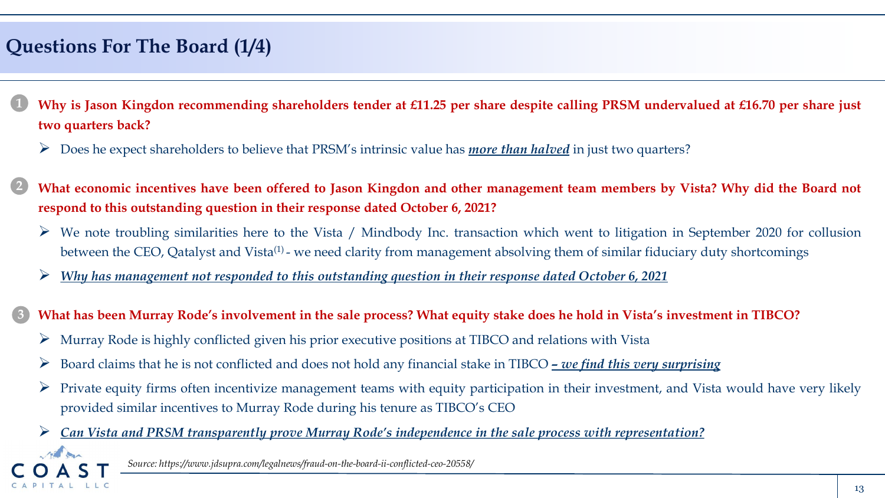# Questions For The Board (1/4)

1. **Why is Jason Kingdon recommending shareholders tender at £11.25 per share despite calling PRSM undervalued at £16.70 per share just two quarters back?**
   - Does he expect shareholders to believe that PRSM's intrinsic value has ***more than halved*** in just two quarters?

2. **What economic incentives have been offered to Jason Kingdon and other management team members by Vista? Why did the Board not respond to this outstanding question in their response dated October 6, 2021?**
   - We note troubling similarities here to the Vista / Mindbody Inc. transaction which went to litigation in September 2020 for collusion between the CEO, Qatalyst and Vista[1] - we need clarity from management absolving them of similar fiduciary duty shortcomings
   - ***Why has management not responded to this outstanding question in their response dated October 6, 2021***

3. **What has been Murray Rode's involvement in the sale process? What equity stake does he hold in Vista's investment in TIBCO?**
   - Murray Rode is highly conflicted given his prior executive positions at TIBCO and relations with Vista
   - Board claims that he is not conflicted and does not hold any financial stake in TIBCO ***– we find this very surprising***
   - Private equity firms often incentivize management teams with equity participation in their investment, and Vista would have very likely provided similar incentives to Murray Rode during his tenure as TIBCO's CEO
   - ***Can Vista and PRSM transparently prove Murray Rode's independence in the sale process with representation?***

*Source: https://www.jdsupra.com/legalnews/fraud-on-the-board-ii-conflicted-ceo-20558/*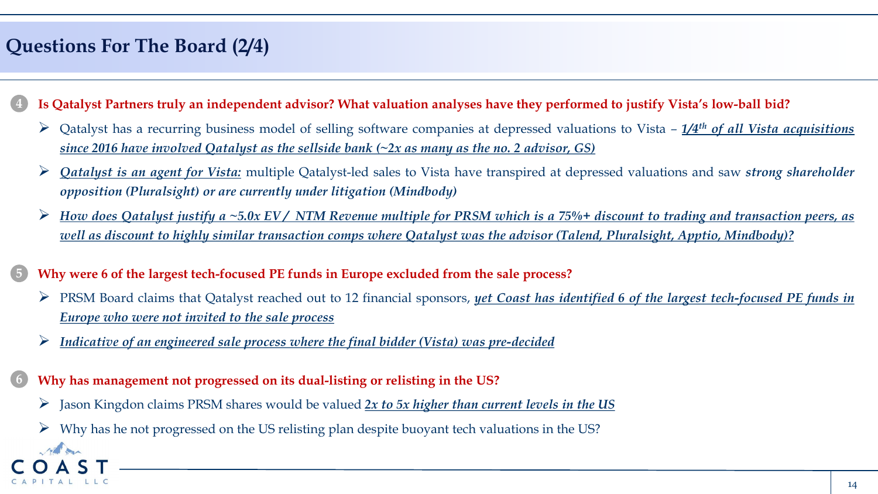# Questions For The Board (2/4)

**4 Is Qatalyst Partners truly an independent advisor? What valuation analyses have they performed to justify Vista's low-ball bid?**

- Qatalyst has a recurring business model of selling software companies at depressed valuations to Vista – ***1/4th of all Vista acquisitions since 2016 have involved Qatalyst as the sellside bank (~2x as many as the no. 2 advisor, GS)***
- ***Qatalyst is an agent for Vista:*** multiple Qatalyst-led sales to Vista have transpired at depressed valuations and saw ***strong shareholder opposition (Pluralsight) or are currently under litigation (Mindbody)***
- ***How does Qatalyst justify a ~5.0x EV / NTM Revenue multiple for PRSM which is a 75%+ discount to trading and transaction peers, as well as discount to highly similar transaction comps where Qatalyst was the advisor (Talend, Pluralsight, Apptio, Mindbody)?***

**5 Why were 6 of the largest tech-focused PE funds in Europe excluded from the sale process?**

- PRSM Board claims that Qatalyst reached out to 12 financial sponsors, ***yet Coast has identified 6 of the largest tech-focused PE funds in Europe who were not invited to the sale process***
- ***Indicative of an engineered sale process where the final bidder (Vista) was pre-decided***

**6 Why has management not progressed on its dual-listing or relisting in the US?**

- Jason Kingdon claims PRSM shares would be valued ***2x to 5x higher than current levels in the US***
- Why has he not progressed on the US relisting plan despite buoyant tech valuations in the US?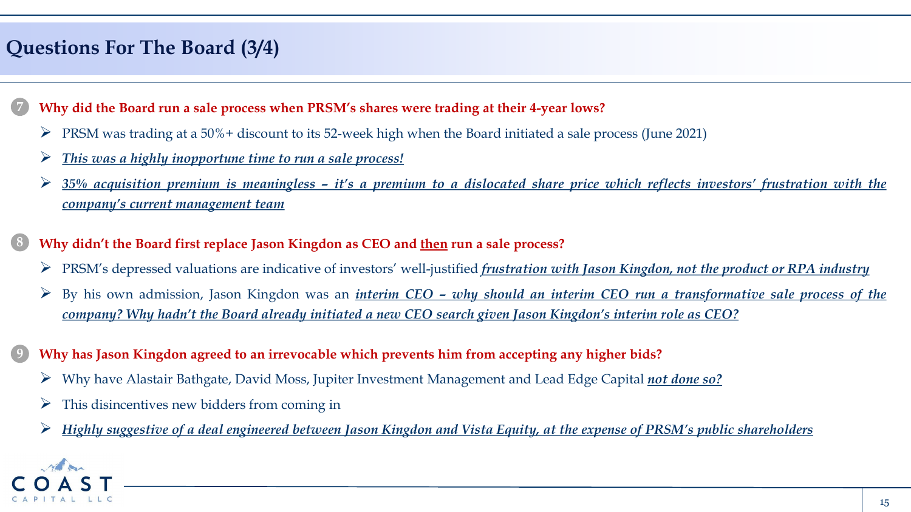# Questions For The Board (3/4)

7. **Why did the Board run a sale process when PRSM's shares were trading at their 4-year lows?**
   - PRSM was trading at a 50%+ discount to its 52-week high when the Board initiated a sale process (June 2021)
   - ***This was a highly inopportune time to run a sale process!***
   - ***35% acquisition premium is meaningless – it's a premium to a dislocated share price which reflects investors' frustration with the company's current management team***

8. **Why didn't the Board first replace Jason Kingdon as CEO and then run a sale process?**
   - PRSM's depressed valuations are indicative of investors' well-justified ***frustration with Jason Kingdon, not the product or RPA industry***
   - By his own admission, Jason Kingdon was an ***interim CEO – why should an interim CEO run a transformative sale process of the company? Why hadn't the Board already initiated a new CEO search given Jason Kingdon's interim role as CEO?***

9. **Why has Jason Kingdon agreed to an irrevocable which prevents him from accepting any higher bids?**
   - Why have Alastair Bathgate, David Moss, Jupiter Investment Management and Lead Edge Capital ***not done so?***
   - This disincentives new bidders from coming in
   - ***Highly suggestive of a deal engineered between Jason Kingdon and Vista Equity, at the expense of PRSM's public shareholders***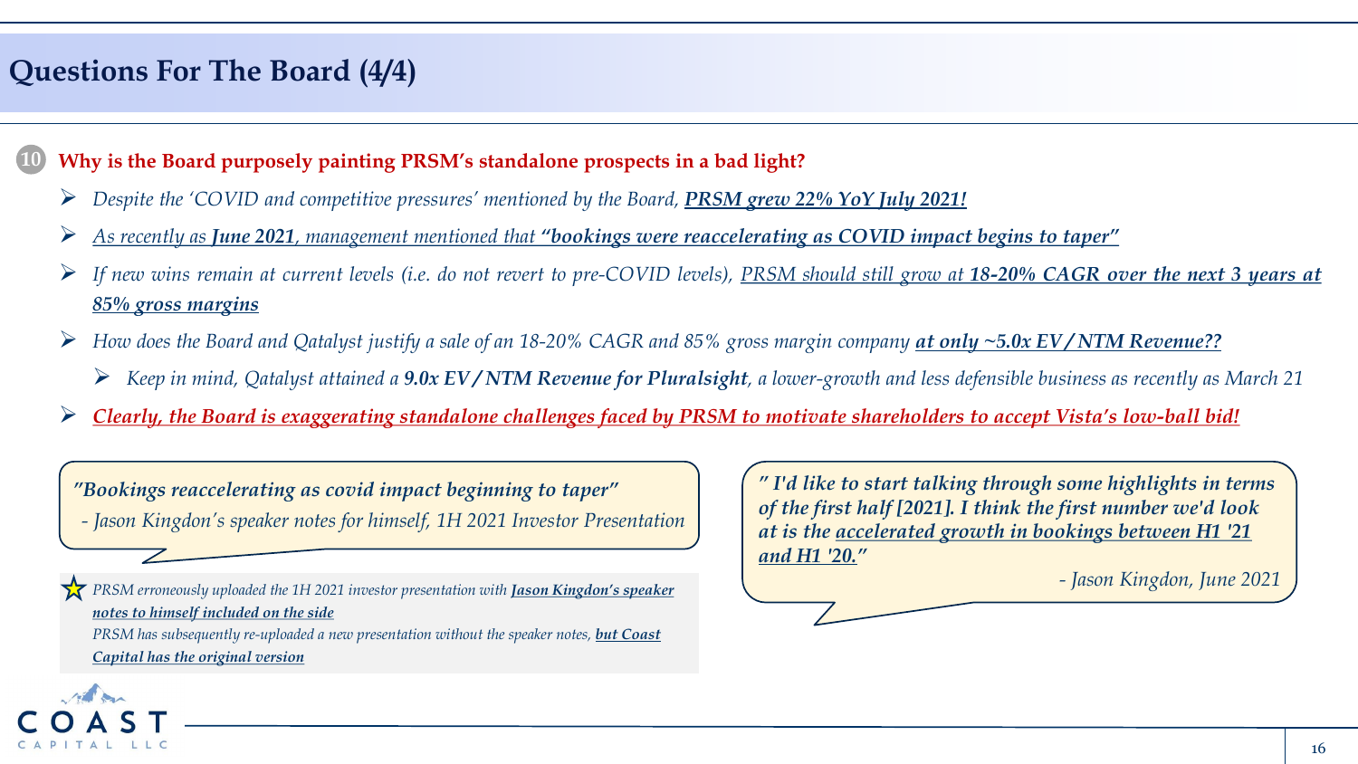# Questions For The Board (4/4)

**10 Why is the Board purposely painting PRSM's standalone prospects in a bad light?**

- *Despite the 'COVID and competitive pressures' mentioned by the Board,* ***PRSM grew 22% YoY July 2021!***
- *As recently as* ***June 2021****, management mentioned that* ***"bookings were reaccelerating as COVID impact begins to taper"***
- *If new wins remain at current levels (i.e. do not revert to pre-COVID levels), PRSM should still grow at* ***18-20% CAGR over the next 3 years at 85% gross margins***
- *How does the Board and Qatalyst justify a sale of an 18-20% CAGR and 85% gross margin company* ***at only ~5.0x EV / NTM Revenue??***
  - *Keep in mind, Qatalyst attained a* ***9.0x EV / NTM Revenue for Pluralsight****, a lower-growth and less defensible business as recently as March 21*
- ***Clearly, the Board is exaggerating standalone challenges faced by PRSM to motivate shareholders to accept Vista's low-ball bid!***

*"Bookings reaccelerating as covid impact beginning to taper"*
*- Jason Kingdon's speaker notes for himself, 1H 2021 Investor Presentation*

*PRSM erroneously uploaded the 1H 2021 investor presentation with* ***Jason Kingdon's speaker notes to himself included on the side***
*PRSM has subsequently re-uploaded a new presentation without the speaker notes,* ***but Coast Capital has the original version***

***" I'd like to start talking through some highlights in terms of the first half [2021]. I think the first number we'd look at is the accelerated growth in bookings between H1 '21 and H1 '20."***

*- Jason Kingdon, June 2021*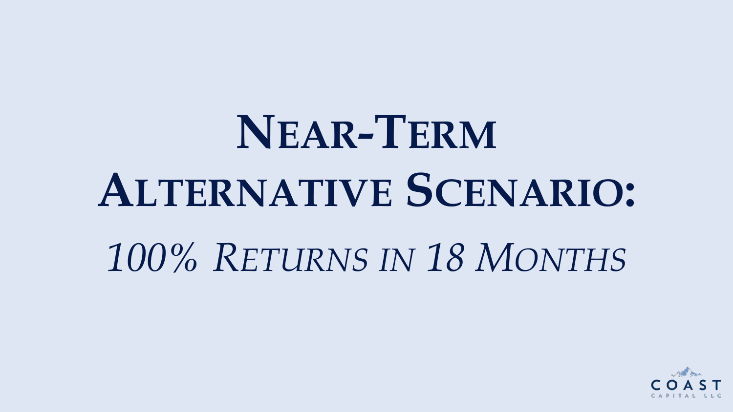# Near-Term Alternative Scenario:

## *100% Returns in 18 Months*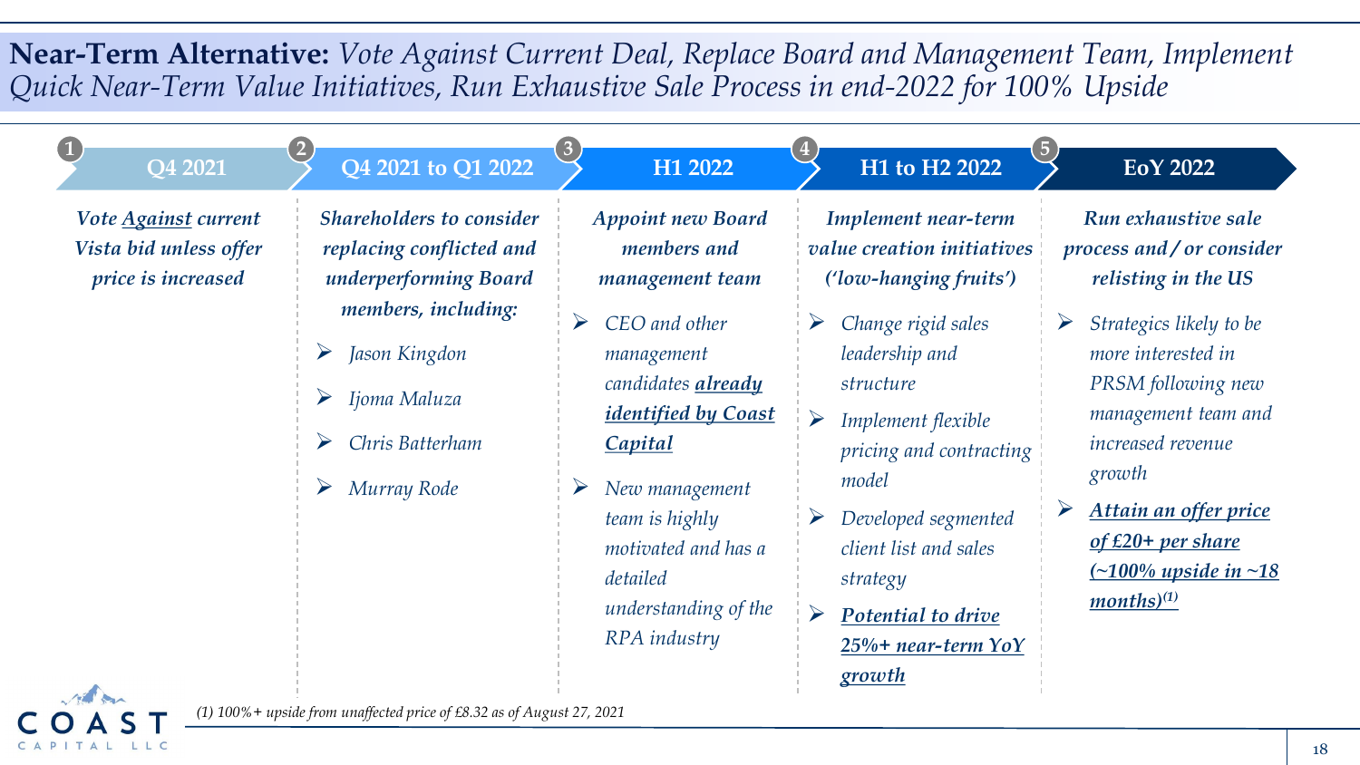# **Near-Term Alternative:** *Vote Against Current Deal, Replace Board and Management Team, Implement Quick Near-Term Value Initiatives, Run Exhaustive Sale Process in end-2022 for 100% Upside*

## 1. Q4 2021

***Vote Against current Vista bid unless offer price is increased***

## 2. Q4 2021 to Q1 2022

***Shareholders to consider replacing conflicted and underperforming Board members, including:***

- *Jason Kingdon*
- *Ijoma Maluza*
- *Chris Batterham*
- *Murray Rode*

## 3. H1 2022

***Appoint new Board members and management team***

- *CEO and other management candidates* ***already identified by Coast Capital***
- *New management team is highly motivated and has a detailed understanding of the RPA industry*

## 4. H1 to H2 2022

***Implement near-term value creation initiatives ('low-hanging fruits')***

- *Change rigid sales leadership and structure*
- *Implement flexible pricing and contracting model*
- *Developed segmented client list and sales strategy*
- ***Potential to drive 25%+ near-term YoY growth***

## 5. EoY 2022

***Run exhaustive sale process and / or consider relisting in the US***

- *Strategics likely to be more interested in PRSM following new management team and increased revenue growth*
- ***Attain an offer price of £20+ per share (~100% upside in ~18 months)[1]***

*(1) 100%+ upside from unaffected price of £8.32 as of August 27, 2021*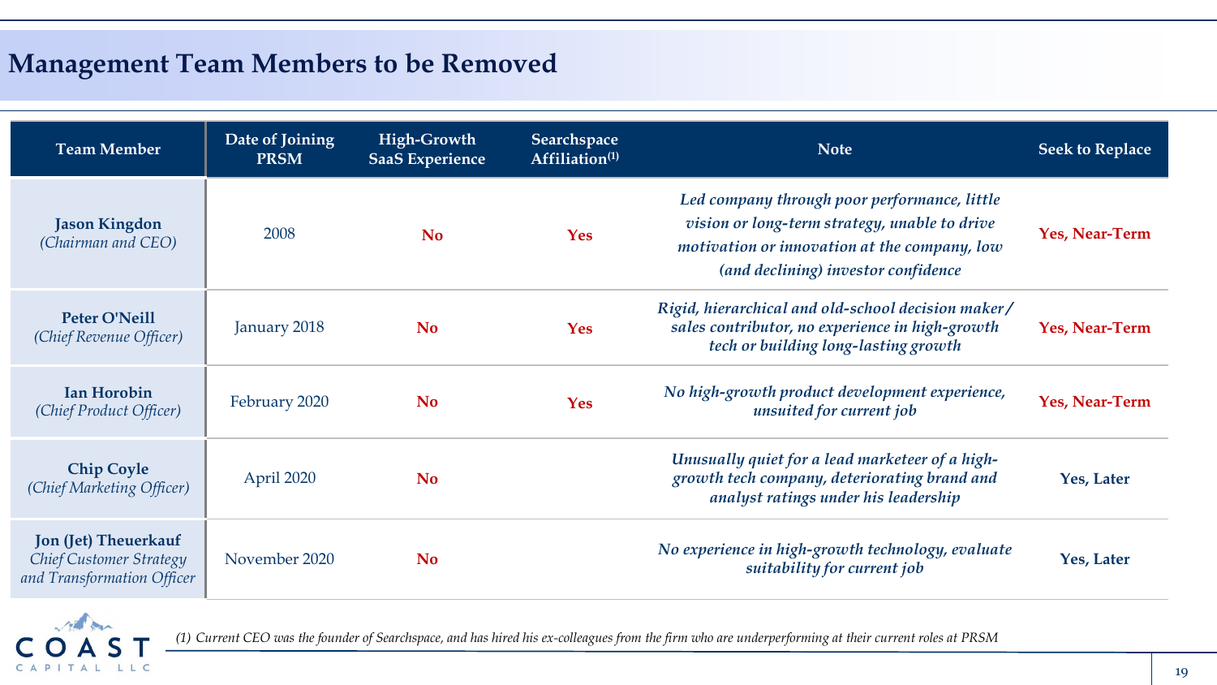# Management Team Members to be Removed

| Team Member | Date of Joining PRSM | High-Growth SaaS Experience | Searchspace Affiliation[1] | Note | Seek to Replace |
|---|---|---|---|---|---|
| **Jason Kingdon** *(Chairman and CEO)* | 2008 | **No** | **Yes** | *Led company through poor performance, little vision or long-term strategy, unable to drive motivation or innovation at the company, low (and declining) investor confidence* | **Yes, Near-Term** |
| **Peter O'Neill** *(Chief Revenue Officer)* | January 2018 | **No** | **Yes** | *Rigid, hierarchical and old-school decision maker/ sales contributor, no experience in high-growth tech or building long-lasting growth* | **Yes, Near-Term** |
| **Ian Horobin** *(Chief Product Officer)* | February 2020 | **No** | **Yes** | *No high-growth product development experience, unsuited for current job* | **Yes, Near-Term** |
| **Chip Coyle** *(Chief Marketing Officer)* | April 2020 | **No** | | *Unusually quiet for a lead marketeer of a high-growth tech company, deteriorating brand and analyst ratings under his leadership* | **Yes, Later** |
| **Jon (Jet) Theuerkauf** *Chief Customer Strategy and Transformation Officer* | November 2020 | **No** | | *No experience in high-growth technology, evaluate suitability for current job* | **Yes, Later** |

*(1) Current CEO was the founder of Searchspace, and has hired his ex-colleagues from the firm who are underperforming at their current roles at PRSM*

COAST CAPITAL LLC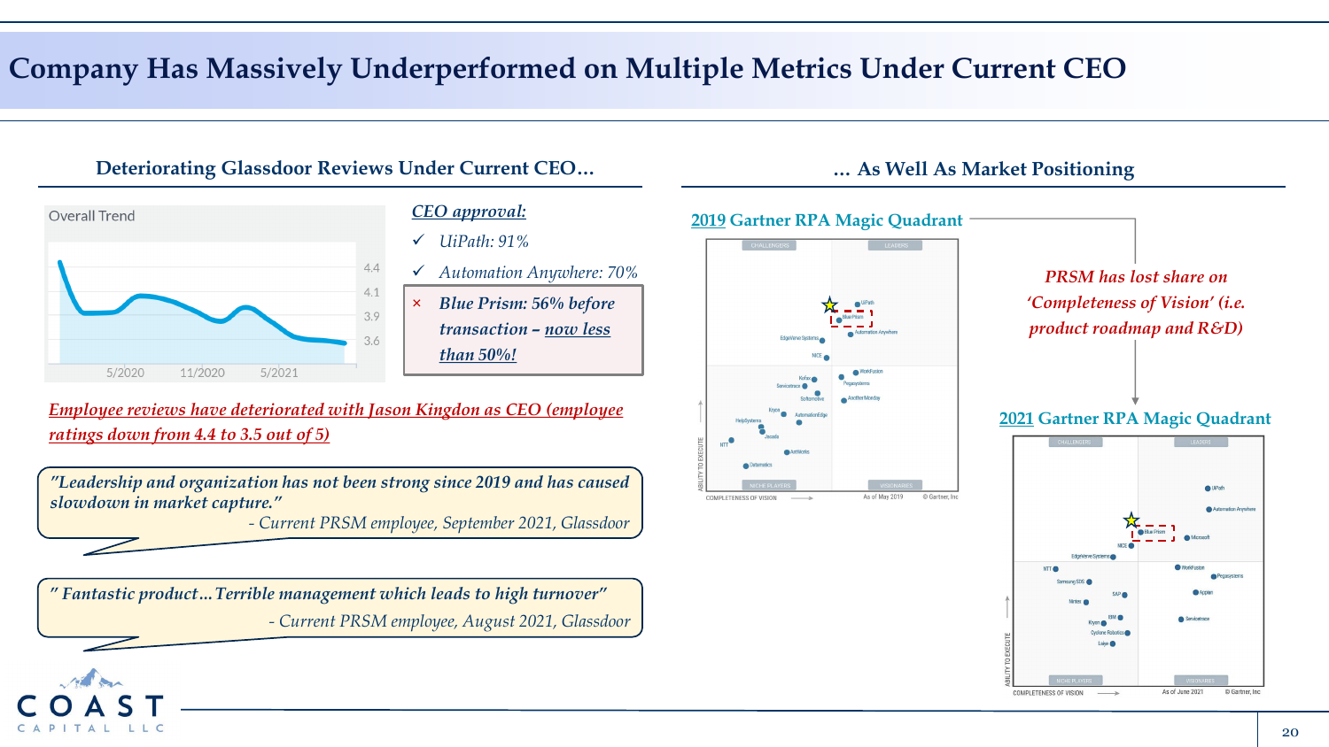# Company Has Massively Underperformed on Multiple Metrics Under Current CEO

## Deteriorating Glassdoor Reviews Under Current CEO…

Overall Trend

4.4
4.1
3.9
3.6

5/2020 11/2020 5/2021

***CEO approval:***

- ✓ *UiPath: 91%*
- ✓ *Automation Anywhere: 70%*
- × ***Blue Prism: 56% before transaction – now less than 50%!***

*Employee reviews have deteriorated with Jason Kingdon as CEO (employee ratings down from 4.4 to 3.5 out of 5)*

> *"Leadership and organization has not been strong since 2019 and has caused slowdown in market capture."*
> *- Current PRSM employee, September 2021, Glassdoor*

> *" Fantastic product… Terrible management which leads to high turnover"*
> *- Current PRSM employee, August 2021, Glassdoor*

## … As Well As Market Positioning

**2019 Gartner RPA Magic Quadrant**

CHALLENGERS | LEADERS | NICHE PLAYERS | VISIONARIES

UiPath, Blue Prism, Automation Anywhere, EdgeVerve Systems, NICE, WorkFusion, Kofax, Pegasystems, Servicetrace, Softomotive, AntWorks Monday, Kryon, AutomationEdge, HelpSystems, Jacada, NTT, AntWorks, Datamatics

ABILITY TO EXECUTE — COMPLETENESS OF VISION — As of May 2019 © Gartner, Inc

*PRSM has lost share on 'Completeness of Vision' (i.e. product roadmap and R&D)*

**2021 Gartner RPA Magic Quadrant**

CHALLENGERS | LEADERS | NICHE PLAYERS | VISIONARIES

UiPath, Automation Anywhere, Blue Prism, Microsoft, NICE, EdgeVerve Systems, NTT, WorkFusion, Pegasystems, Samsung SDS, SAP, Appian, Nintex, IBM, Kryon, Servicetrace, Cyclone Robotics, Laiye

ABILITY TO EXECUTE — COMPLETENESS OF VISION — As of June 2021 © Gartner, Inc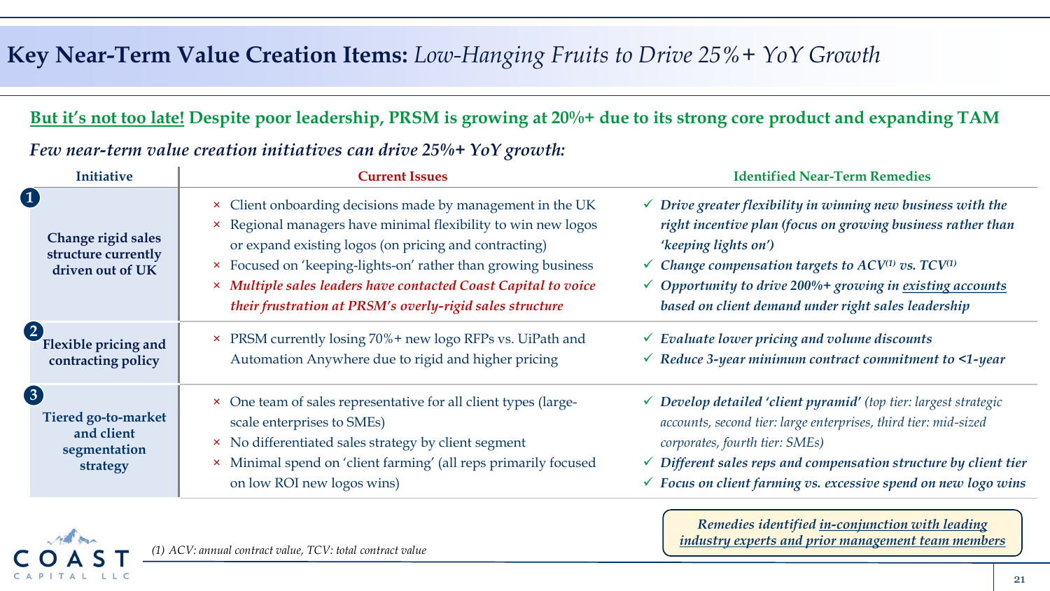# **Key Near-Term Value Creation Items:** *Low-Hanging Fruits to Drive 25%+ YoY Growth*

**But it's not too late! Despite poor leadership, PRSM is growing at 20%+ due to its strong core product and expanding TAM**

***Few near-term value creation initiatives can drive 25%+ YoY growth:***

| Initiative | Current Issues | Identified Near-Term Remedies |
|---|---|---|
| **1** **Change rigid sales structure currently driven out of UK** | × Client onboarding decisions made by management in the UK<br>× Regional managers have minimal flexibility to win new logos or expand existing logos (on pricing and contracting)<br>× Focused on 'keeping-lights-on' rather than growing business<br>× *Multiple sales leaders have contacted Coast Capital to voice their frustration at PRSM's overly-rigid sales structure* | ✓ ***Drive greater flexibility in winning new business with the right incentive plan (focus on growing business rather than 'keeping lights on')***<br>✓ ***Change compensation targets to ACV[1] vs. TCV[1]***<br>✓ ***Opportunity to drive 200%+ growing in existing accounts based on client demand under right sales leadership*** |
| **2** **Flexible pricing and contracting policy** | × PRSM currently losing 70%+ new logo RFPs vs. UiPath and Automation Anywhere due to rigid and higher pricing | ✓ ***Evaluate lower pricing and volume discounts***<br>✓ ***Reduce 3-year minimum contract commitment to <1-year*** |
| **3** **Tiered go-to-market and client segmentation strategy** | × One team of sales representative for all client types (large-scale enterprises to SMEs)<br>× No differentiated sales strategy by client segment<br>× Minimal spend on 'client farming' (all reps primarily focused on low ROI new logos wins) | ✓ ***Develop detailed 'client pyramid'*** *(top tier: largest strategic accounts, second tier: large enterprises, third tier: mid-sized corporates, fourth tier: SMEs)*<br>✓ ***Different sales reps and compensation structure by client tier***<br>✓ ***Focus on client farming vs. excessive spend on new logo wins*** |

***Remedies identified in-conjunction with leading industry experts and prior management team members***

*(1) ACV: annual contract value, TCV: total contract value*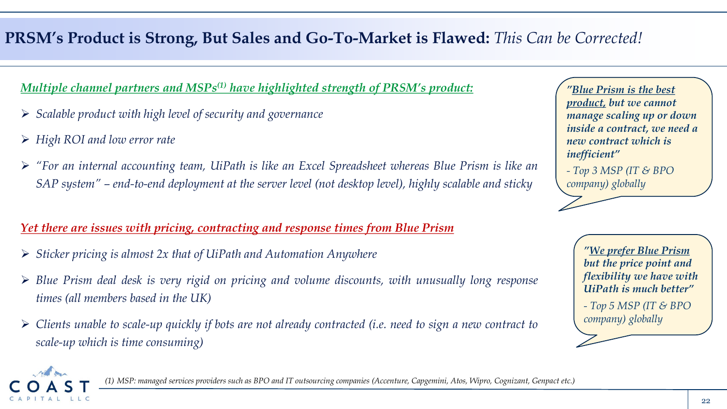# **PRSM's Product is Strong, But Sales and Go-To-Market is Flawed:** *This Can be Corrected!*

***Multiple channel partners and MSPs[1] have highlighted strength of PRSM's product:***

- *Scalable product with high level of security and governance*
- *High ROI and low error rate*
- *"For an internal accounting team, UiPath is like an Excel Spreadsheet whereas Blue Prism is like an SAP system" – end-to-end deployment at the server level (not desktop level), highly scalable and sticky*

***Yet there are issues with pricing, contracting and response times from Blue Prism***

- *Sticker pricing is almost 2x that of UiPath and Automation Anywhere*
- *Blue Prism deal desk is very rigid on pricing and volume discounts, with unusually long response times (all members based in the UK)*
- *Clients unable to scale-up quickly if bots are not already contracted (i.e. need to sign a new contract to scale-up which is time consuming)*

> ***"Blue Prism is the best product, but we cannot manage scaling up or down inside a contract, we need a new contract which is inefficient"***
>
> *- Top 3 MSP (IT & BPO company) globally*

> ***"We prefer Blue Prism but the price point and flexibility we have with UiPath is much better"***
>
> *- Top 5 MSP (IT & BPO company) globally*

*(1) MSP: managed services providers such as BPO and IT outsourcing companies (Accenture, Capgemini, Atos, Wipro, Cognizant, Genpact etc.)*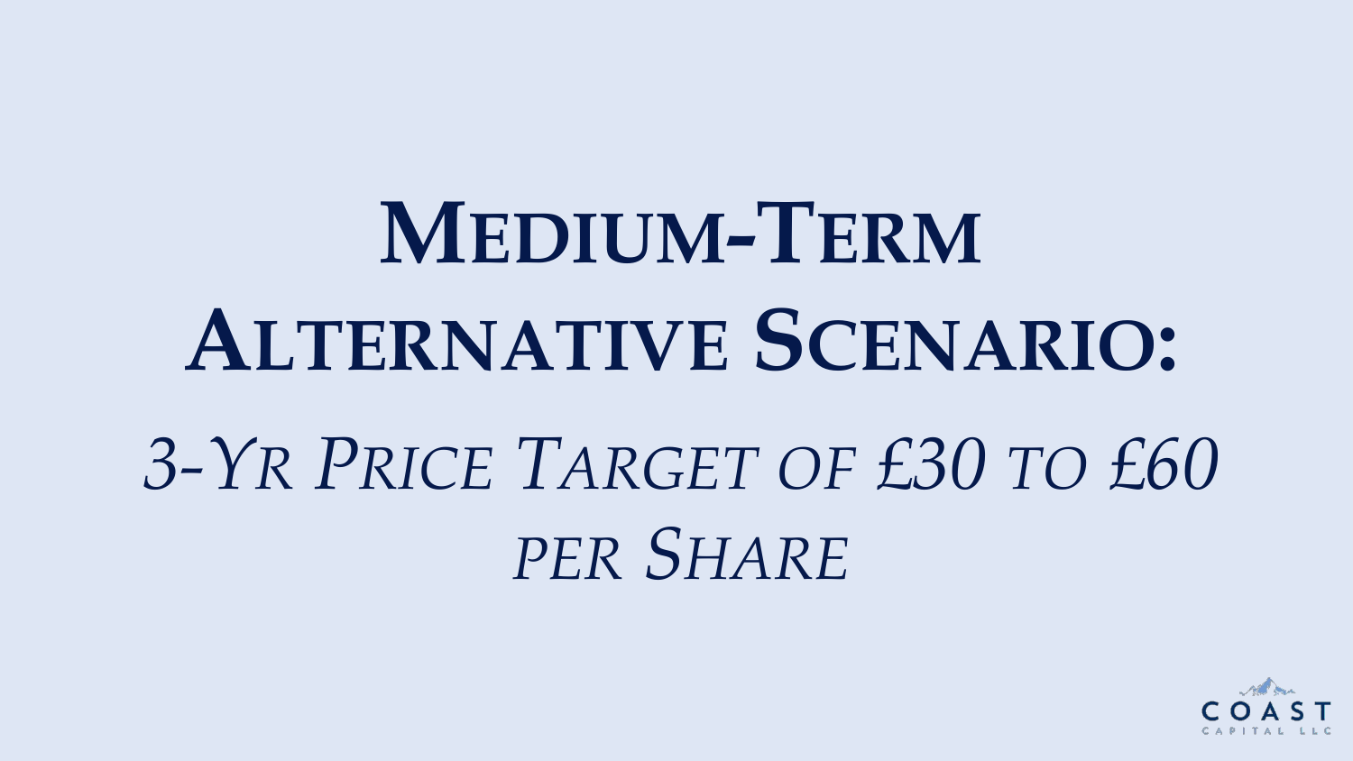# Medium-Term Alternative Scenario:

*3-Yr Price Target of £30 to £60 per Share*

COAST CAPITAL LLC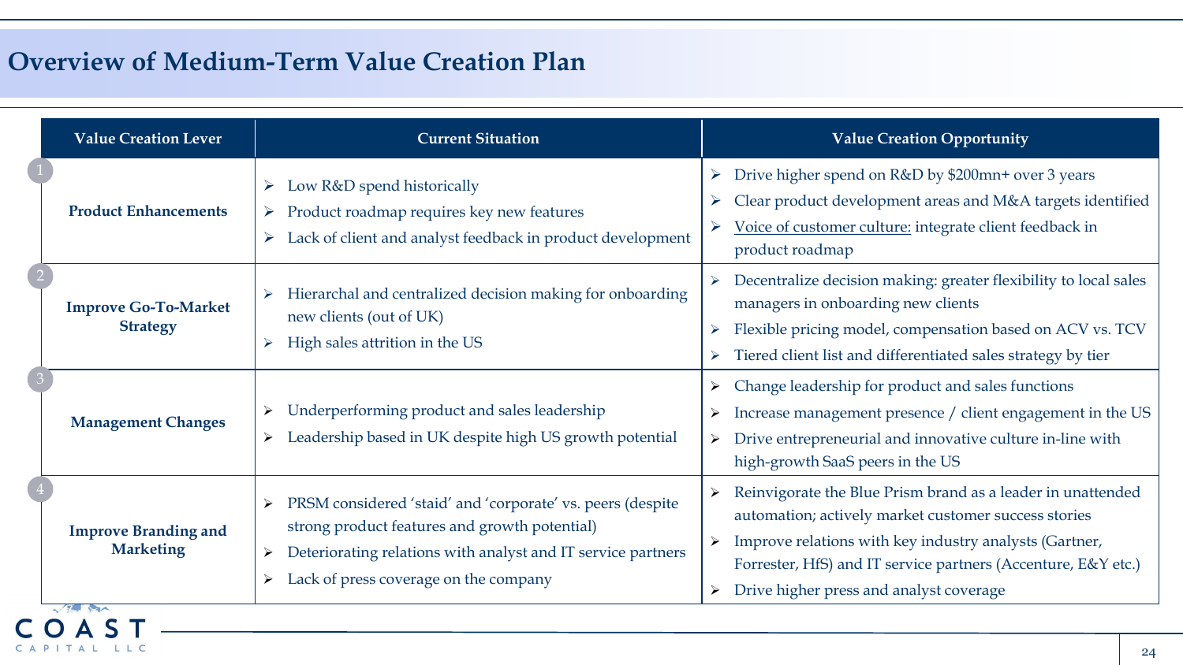# Overview of Medium-Term Value Creation Plan

| Value Creation Lever | Current Situation | Value Creation Opportunity |
|---|---|---|
| 1 **Product Enhancements** | ➢ Low R&D spend historically<br>➢ Product roadmap requires key new features<br>➢ Lack of client and analyst feedback in product development | ➢ Drive higher spend on R&D by $200mn+ over 3 years<br>➢ Clear product development areas and M&A targets identified<br>➢ Voice of customer culture: integrate client feedback in product roadmap |
| 2 **Improve Go-To-Market Strategy** | ➢ Hierarchal and centralized decision making for onboarding new clients (out of UK)<br>➢ High sales attrition in the US | ➢ Decentralize decision making: greater flexibility to local sales managers in onboarding new clients<br>➢ Flexible pricing model, compensation based on ACV vs. TCV<br>➢ Tiered client list and differentiated sales strategy by tier |
| 3 **Management Changes** | ➢ Underperforming product and sales leadership<br>➢ Leadership based in UK despite high US growth potential | ➢ Change leadership for product and sales functions<br>➢ Increase management presence / client engagement in the US<br>➢ Drive entrepreneurial and innovative culture in-line with high-growth SaaS peers in the US |
| 4 **Improve Branding and Marketing** | ➢ PRSM considered 'staid' and 'corporate' vs. peers (despite strong product features and growth potential)<br>➢ Deteriorating relations with analyst and IT service partners<br>➢ Lack of press coverage on the company | ➢ Reinvigorate the Blue Prism brand as a leader in unattended automation; actively market customer success stories<br>➢ Improve relations with key industry analysts (Gartner, Forrester, HfS) and IT service partners (Accenture, E&Y etc.)<br>➢ Drive higher press and analyst coverage |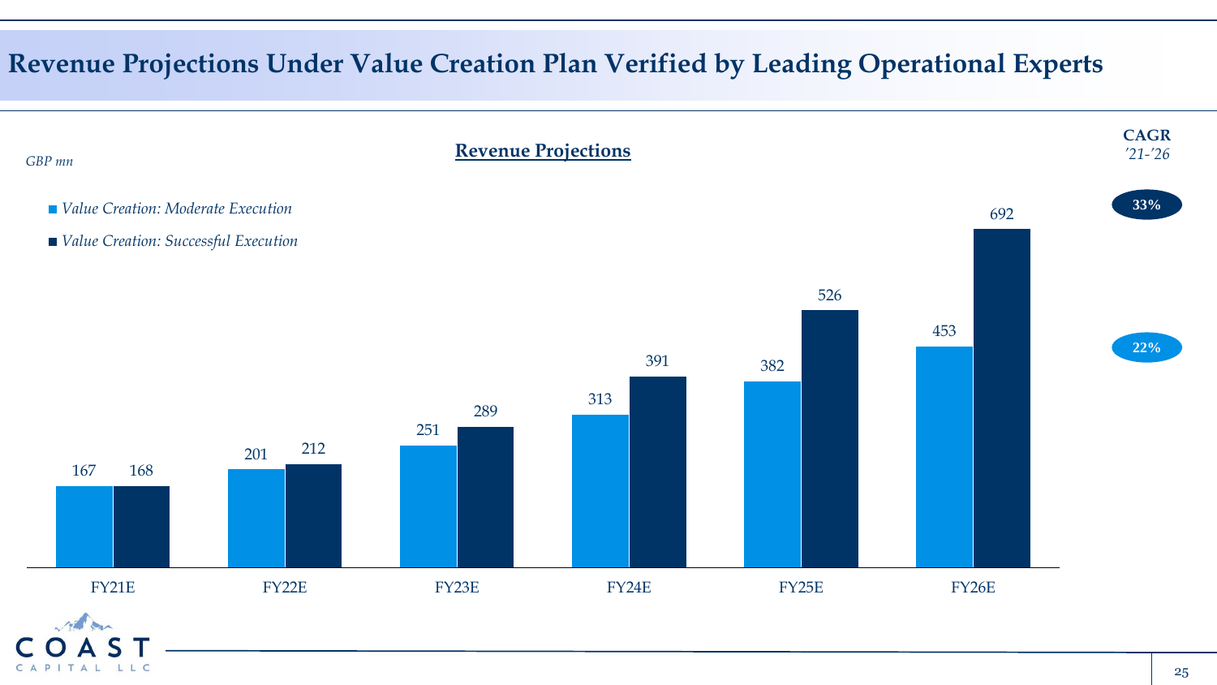# Revenue Projections Under Value Creation Plan Verified by Leading Operational Experts

## Revenue Projections

*GBP mn*

| | FY21E | FY22E | FY23E | FY24E | FY25E | FY26E | CAGR '21-'26 |
|---|---|---|---|---|---|---|---|
| *Value Creation: Moderate Execution* | 167 | 201 | 251 | 313 | 382 | 453 | 22% |
| *Value Creation: Successful Execution* | 168 | 212 | 289 | 391 | 526 | 692 | 33% |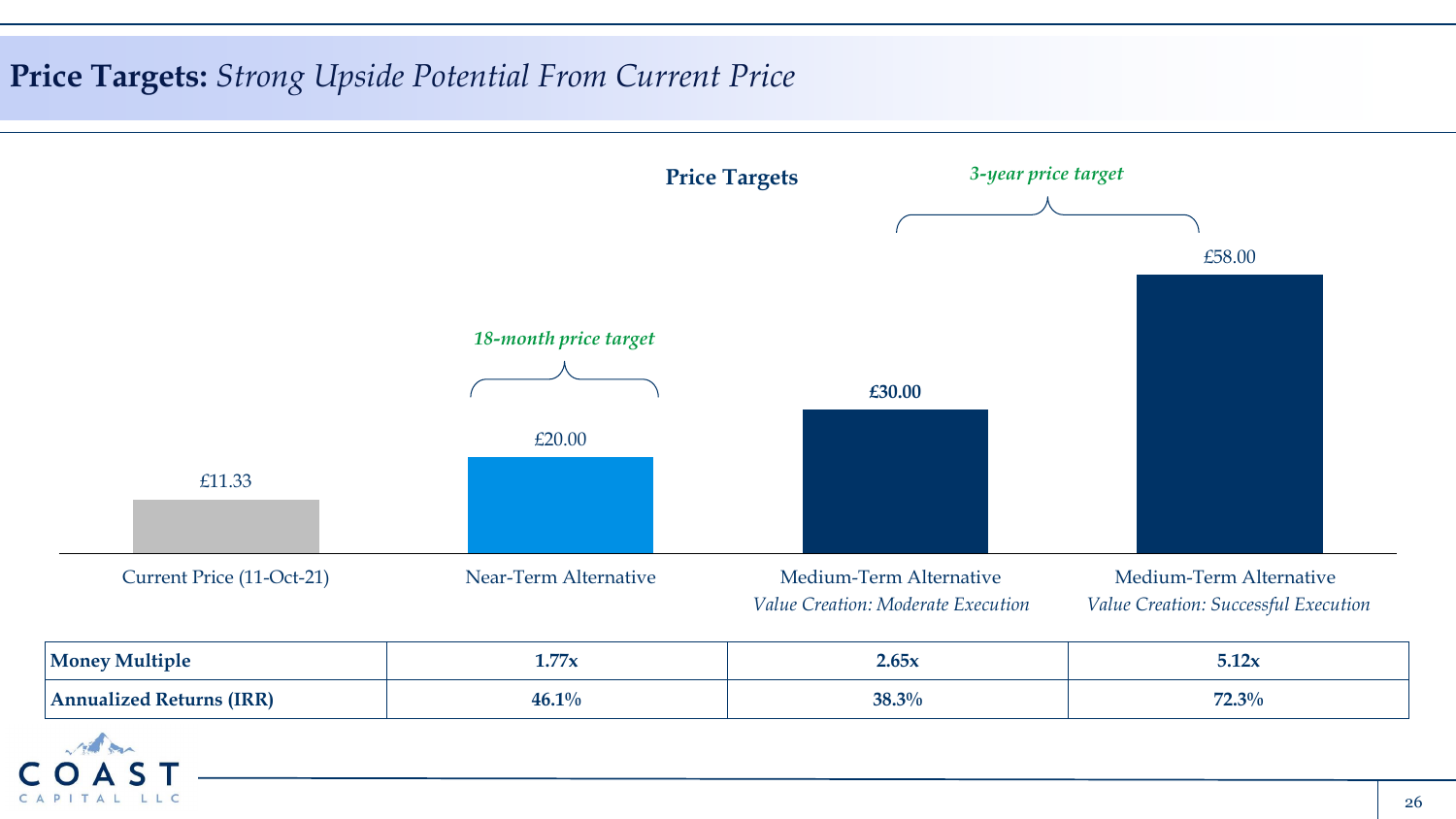# **Price Targets:** *Strong Upside Potential From Current Price*

**Price Targets**

| | Current Price (11-Oct-21) | Near-Term Alternative | Medium-Term Alternative *Value Creation: Moderate Execution* | Medium-Term Alternative *Value Creation: Successful Execution* |
|---|---|---|---|---|
| Price | £11.33 | £20.00 | **£30.00** | £58.00 |
| Horizon | | *18-month price target* | *3-year price target* | *3-year price target* |

| | | | |
|---|---|---|---|
| **Money Multiple** | **1.77x** | **2.65x** | **5.12x** |
| **Annualized Returns (IRR)** | **46.1%** | **38.3%** | **72.3%** |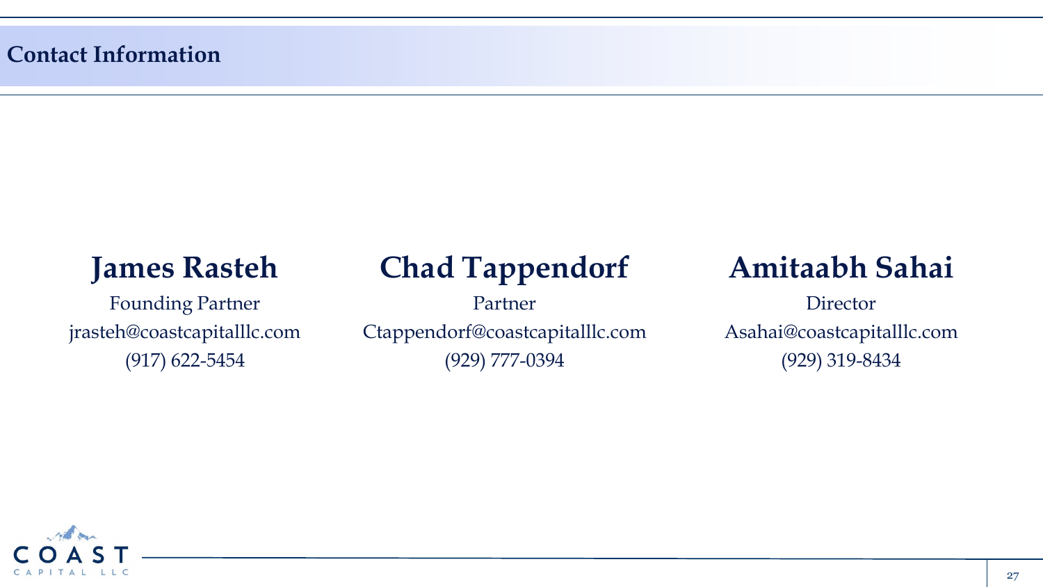## Contact Information

### James Rasteh

Founding Partner
jrasteh@coastcapitalllc.com
(917) 622-5454

### Chad Tappendorf

Partner
Ctappendorf@coastcapitalllc.com
(929) 777-0394

### Amitaabh Sahai

Director
Asahai@coastcapitalllc.com
(929) 319-8434